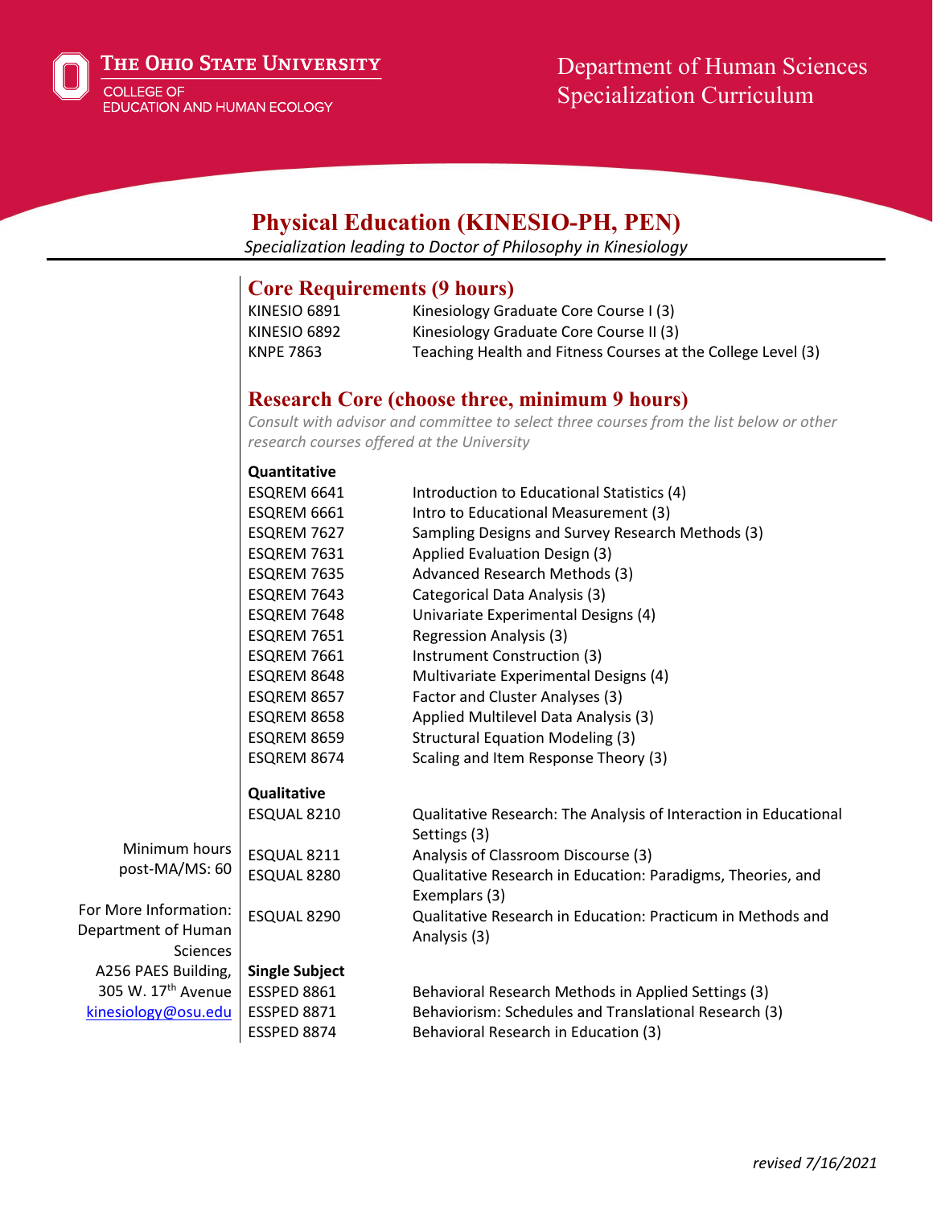The Ohio State University
College of Education and Human Ecology

Department of Human Sciences
Specialization Curriculum

# Physical Education (KINESIO-PH, PEN)

*Specialization leading to Doctor of Philosophy in Kinesiology*

Minimum hours post-MA/MS: 60

For More Information:
Department of Human Sciences
A256 PAES Building,
305 W. 17th Avenue
kinesiology@osu.edu

## Core Requirements (9 hours)

| | |
|---|---|
| KINESIO 6891 | Kinesiology Graduate Core Course I (3) |
| KINESIO 6892 | Kinesiology Graduate Core Course II (3) |
| KNPE 7863 | Teaching Health and Fitness Courses at the College Level (3) |

## Research Core (choose three, minimum 9 hours)

*Consult with advisor and committee to select three courses from the list below or other research courses offered at the University*

**Quantitative**

| | |
|---|---|
| ESQREM 6641 | Introduction to Educational Statistics (4) |
| ESQREM 6661 | Intro to Educational Measurement (3) |
| ESQREM 7627 | Sampling Designs and Survey Research Methods (3) |
| ESQREM 7631 | Applied Evaluation Design (3) |
| ESQREM 7635 | Advanced Research Methods (3) |
| ESQREM 7643 | Categorical Data Analysis (3) |
| ESQREM 7648 | Univariate Experimental Designs (4) |
| ESQREM 7651 | Regression Analysis (3) |
| ESQREM 7661 | Instrument Construction (3) |
| ESQREM 8648 | Multivariate Experimental Designs (4) |
| ESQREM 8657 | Factor and Cluster Analyses (3) |
| ESQREM 8658 | Applied Multilevel Data Analysis (3) |
| ESQREM 8659 | Structural Equation Modeling (3) |
| ESQREM 8674 | Scaling and Item Response Theory (3) |

**Qualitative**

| | |
|---|---|
| ESQUAL 8210 | Qualitative Research: The Analysis of Interaction in Educational Settings (3) |
| ESQUAL 8211 | Analysis of Classroom Discourse (3) |
| ESQUAL 8280 | Qualitative Research in Education: Paradigms, Theories, and Exemplars (3) |
| ESQUAL 8290 | Qualitative Research in Education: Practicum in Methods and Analysis (3) |

**Single Subject**

| | |
|---|---|
| ESSPED 8861 | Behavioral Research Methods in Applied Settings (3) |
| ESSPED 8871 | Behaviorism: Schedules and Translational Research (3) |
| ESSPED 8874 | Behavioral Research in Education (3) |

*revised 7/16/2021*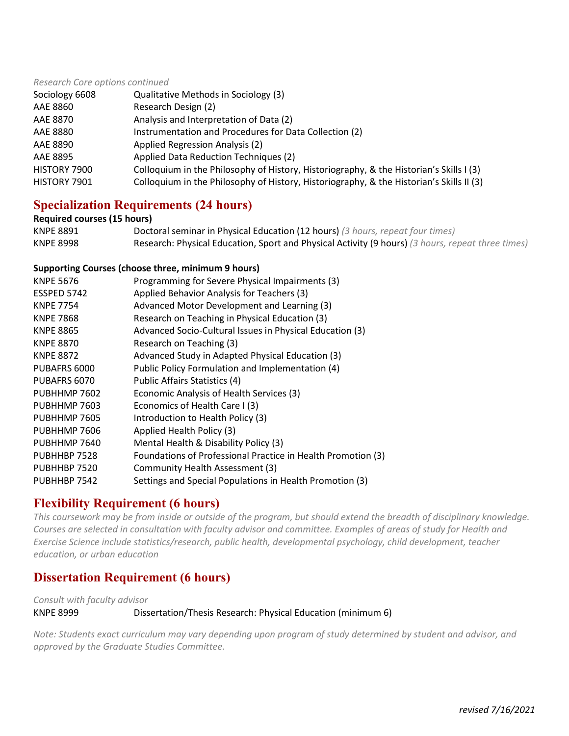*Research Core options continued*

| | |
|---|---|
| Sociology 6608 | Qualitative Methods in Sociology (3) |
| AAE 8860 | Research Design (2) |
| AAE 8870 | Analysis and Interpretation of Data (2) |
| AAE 8880 | Instrumentation and Procedures for Data Collection (2) |
| AAE 8890 | Applied Regression Analysis (2) |
| AAE 8895 | Applied Data Reduction Techniques (2) |
| HISTORY 7900 | Colloquium in the Philosophy of History, Historiography, & the Historian's Skills I (3) |
| HISTORY 7901 | Colloquium in the Philosophy of History, Historiography, & the Historian's Skills II (3) |

## Specialization Requirements (24 hours)

**Required courses (15 hours)**

| | |
|---|---|
| KNPE 8891 | Doctoral seminar in Physical Education (12 hours) *(3 hours, repeat four times)* |
| KNPE 8998 | Research: Physical Education, Sport and Physical Activity (9 hours) *(3 hours, repeat three times)* |

**Supporting Courses (choose three, minimum 9 hours)**

| | |
|---|---|
| KNPE 5676 | Programming for Severe Physical Impairments (3) |
| ESSPED 5742 | Applied Behavior Analysis for Teachers (3) |
| KNPE 7754 | Advanced Motor Development and Learning (3) |
| KNPE 7868 | Research on Teaching in Physical Education (3) |
| KNPE 8865 | Advanced Socio-Cultural Issues in Physical Education (3) |
| KNPE 8870 | Research on Teaching (3) |
| KNPE 8872 | Advanced Study in Adapted Physical Education (3) |
| PUBAFRS 6000 | Public Policy Formulation and Implementation (4) |
| PUBAFRS 6070 | Public Affairs Statistics (4) |
| PUBHHMP 7602 | Economic Analysis of Health Services (3) |
| PUBHHMP 7603 | Economics of Health Care I (3) |
| PUBHHMP 7605 | Introduction to Health Policy (3) |
| PUBHHMP 7606 | Applied Health Policy (3) |
| PUBHHMP 7640 | Mental Health & Disability Policy (3) |
| PUBHHBP 7528 | Foundations of Professional Practice in Health Promotion (3) |
| PUBHHBP 7520 | Community Health Assessment (3) |
| PUBHHBP 7542 | Settings and Special Populations in Health Promotion (3) |

## Flexibility Requirement (6 hours)

*This coursework may be from inside or outside of the program, but should extend the breadth of disciplinary knowledge. Courses are selected in consultation with faculty advisor and committee. Examples of areas of study for Health and Exercise Science include statistics/research, public health, developmental psychology, child development, teacher education, or urban education*

## Dissertation Requirement (6 hours)

*Consult with faculty advisor*

| | |
|---|---|
| KNPE 8999 | Dissertation/Thesis Research: Physical Education (minimum 6) |

*Note: Students exact curriculum may vary depending upon program of study determined by student and advisor, and approved by the Graduate Studies Committee.*

*revised 7/16/2021*